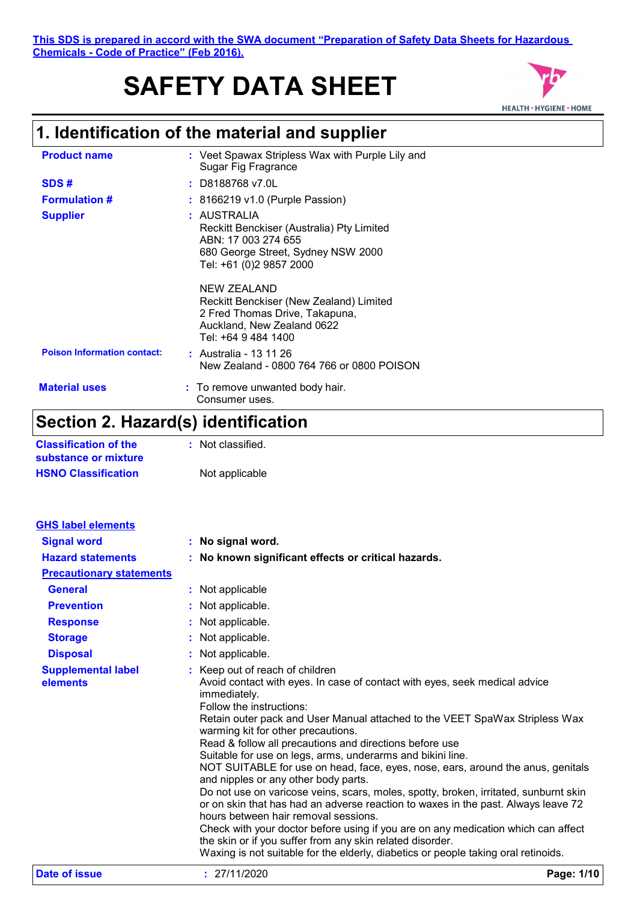This SDS is prepared in accord with the SWA document "Preparation of Safety Data Sheets for Hazardous Chemicals - Code of Practice" (Feb 2016).

# SAFETY DATA SHEET

## 1. Identification of the material and supplier

**Product name** : Veet Spawax Stripless Wax with Purple Lily and Sugar Fig Fragrance

**SDS #** : D8188768 v7.0L

**Formulation #** : 8166219 v1.0 (Purple Passion)

**Supplier** : AUSTRALIA
Reckitt Benckiser (Australia) Pty Limited
ABN: 17 003 274 655
680 George Street, Sydney NSW 2000
Tel: +61 (0)2 9857 2000

NEW ZEALAND
Reckitt Benckiser (New Zealand) Limited
2 Fred Thomas Drive, Takapuna,
Auckland, New Zealand 0622
Tel: +64 9 484 1400

**Poison Information contact:** : Australia - 13 11 26
New Zealand - 0800 764 766 or 0800 POISON

**Material uses** : To remove unwanted body hair.
Consumer uses.

## Section 2. Hazard(s) identification

**Classification of the substance or mixture** : Not classified.

**HSNO Classification** Not applicable

**GHS label elements**

**Signal word** : **No signal word.**

**Hazard statements** : **No known significant effects or critical hazards.**

**Precautionary statements**

**General** : Not applicable

**Prevention** : Not applicable.

**Response** : Not applicable.

**Storage** : Not applicable.

**Disposal** : Not applicable.

**Supplemental label elements** : Keep out of reach of children
Avoid contact with eyes. In case of contact with eyes, seek medical advice immediately.
Follow the instructions:
Retain outer pack and User Manual attached to the VEET SpaWax Stripless Wax warming kit for other precautions.
Read & follow all precautions and directions before use
Suitable for use on legs, arms, underarms and bikini line.
NOT SUITABLE for use on head, face, eyes, nose, ears, around the anus, genitals and nipples or any other body parts.
Do not use on varicose veins, scars, moles, spotty, broken, irritated, sunburnt skin or on skin that has had an adverse reaction to waxes in the past. Always leave 72 hours between hair removal sessions.
Check with your doctor before using if you are on any medication which can affect the skin or if you suffer from any skin related disorder.
Waxing is not suitable for the elderly, diabetics or people taking oral retinoids.

**Date of issue** : 27/11/2020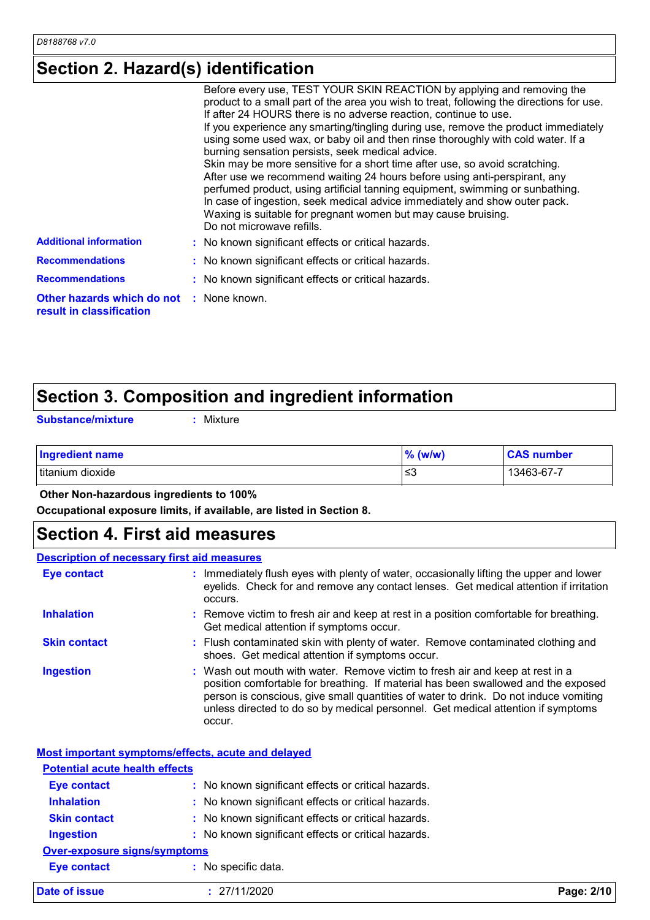## Section 2. Hazard(s) identification

Before every use, TEST YOUR SKIN REACTION by applying and removing the product to a small part of the area you wish to treat, following the directions for use. If after 24 HOURS there is no adverse reaction, continue to use.
If you experience any smarting/tingling during use, remove the product immediately using some used wax, or baby oil and then rinse thoroughly with cold water. If a burning sensation persists, seek medical advice.
Skin may be more sensitive for a short time after use, so avoid scratching.
After use we recommend waiting 24 hours before using anti-perspirant, any perfumed product, using artificial tanning equipment, swimming or sunbathing.
In case of ingestion, seek medical advice immediately and show outer pack.
Waxing is suitable for pregnant women but may cause bruising.
Do not microwave refills.

**Additional information** : No known significant effects or critical hazards.

**Recommendations** : No known significant effects or critical hazards.

**Recommendations** : No known significant effects or critical hazards.

**Other hazards which do not result in classification** : None known.

## Section 3. Composition and ingredient information

**Substance/mixture** : Mixture

| Ingredient name | % (w/w) | CAS number |
|---|---|---|
| titanium dioxide | ≤3 | 13463-67-7 |

**Other Non-hazardous ingredients to 100%**

**Occupational exposure limits, if available, are listed in Section 8.**

## Section 4. First aid measures

### Description of necessary first aid measures

**Eye contact** : Immediately flush eyes with plenty of water, occasionally lifting the upper and lower eyelids. Check for and remove any contact lenses. Get medical attention if irritation occurs.

**Inhalation** : Remove victim to fresh air and keep at rest in a position comfortable for breathing. Get medical attention if symptoms occur.

**Skin contact** : Flush contaminated skin with plenty of water. Remove contaminated clothing and shoes. Get medical attention if symptoms occur.

**Ingestion** : Wash out mouth with water. Remove victim to fresh air and keep at rest in a position comfortable for breathing. If material has been swallowed and the exposed person is conscious, give small quantities of water to drink. Do not induce vomiting unless directed to do so by medical personnel. Get medical attention if symptoms occur.

### Most important symptoms/effects, acute and delayed

#### Potential acute health effects

**Eye contact** : No known significant effects or critical hazards.

**Inhalation** : No known significant effects or critical hazards.

**Skin contact** : No known significant effects or critical hazards.

**Ingestion** : No known significant effects or critical hazards.

#### Over-exposure signs/symptoms

**Eye contact** : No specific data.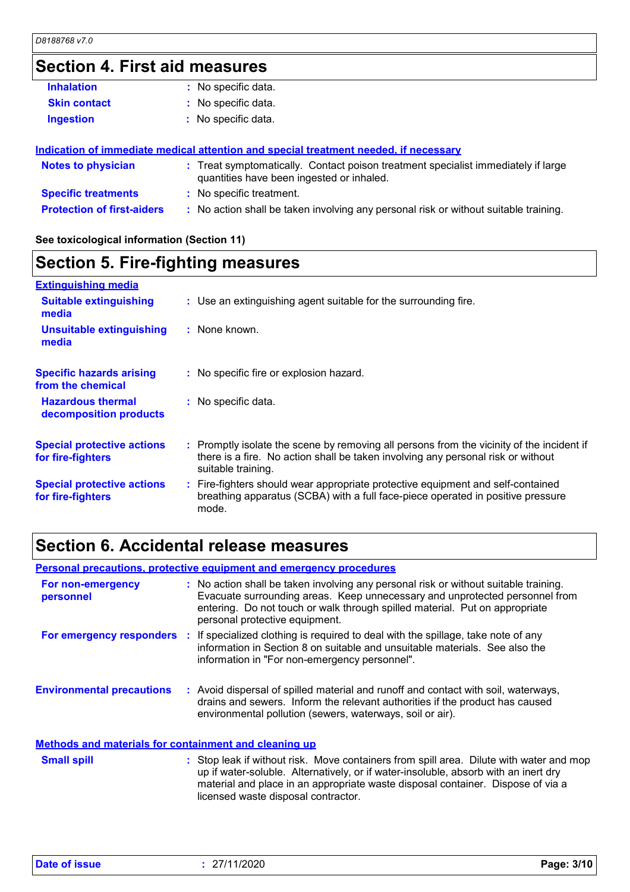## Section 4. First aid measures

| | |
|---|---|
| **Inhalation** | : No specific data. |
| **Skin contact** | : No specific data. |
| **Ingestion** | : No specific data. |

**Indication of immediate medical attention and special treatment needed, if necessary**

| | |
|---|---|
| **Notes to physician** | : Treat symptomatically. Contact poison treatment specialist immediately if large quantities have been ingested or inhaled. |
| **Specific treatments** | : No specific treatment. |
| **Protection of first-aiders** | : No action shall be taken involving any personal risk or without suitable training. |

**See toxicological information (Section 11)**

## Section 5. Fire-fighting measures

**Extinguishing media**

| | |
|---|---|
| **Suitable extinguishing media** | : Use an extinguishing agent suitable for the surrounding fire. |
| **Unsuitable extinguishing media** | : None known. |
| **Specific hazards arising from the chemical** | : No specific fire or explosion hazard. |
| **Hazardous thermal decomposition products** | : No specific data. |
| **Special protective actions for fire-fighters** | : Promptly isolate the scene by removing all persons from the vicinity of the incident if there is a fire. No action shall be taken involving any personal risk or without suitable training. |
| **Special protective actions for fire-fighters** | : Fire-fighters should wear appropriate protective equipment and self-contained breathing apparatus (SCBA) with a full face-piece operated in positive pressure mode. |

## Section 6. Accidental release measures

**Personal precautions, protective equipment and emergency procedures**

| | |
|---|---|
| **For non-emergency personnel** | : No action shall be taken involving any personal risk or without suitable training. Evacuate surrounding areas. Keep unnecessary and unprotected personnel from entering. Do not touch or walk through spilled material. Put on appropriate personal protective equipment. |
| **For emergency responders** | : If specialized clothing is required to deal with the spillage, take note of any information in Section 8 on suitable and unsuitable materials. See also the information in "For non-emergency personnel". |
| **Environmental precautions** | : Avoid dispersal of spilled material and runoff and contact with soil, waterways, drains and sewers. Inform the relevant authorities if the product has caused environmental pollution (sewers, waterways, soil or air). |

**Methods and materials for containment and cleaning up**

| | |
|---|---|
| **Small spill** | : Stop leak if without risk. Move containers from spill area. Dilute with water and mop up if water-soluble. Alternatively, or if water-insoluble, absorb with an inert dry material and place in an appropriate waste disposal container. Dispose of via a licensed waste disposal contractor. |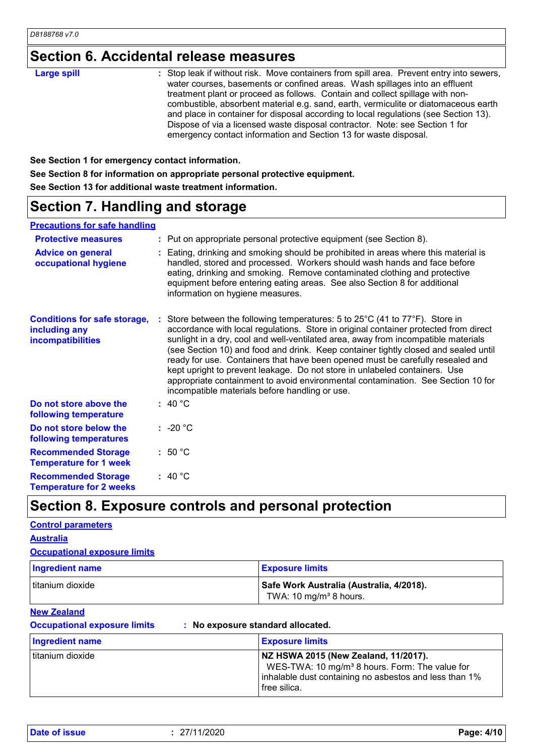## Section 6. Accidental release measures

**Large spill** : Stop leak if without risk. Move containers from spill area. Prevent entry into sewers, water courses, basements or confined areas. Wash spillages into an effluent treatment plant or proceed as follows. Contain and collect spillage with non-combustible, absorbent material e.g. sand, earth, vermiculite or diatomaceous earth and place in container for disposal according to local regulations (see Section 13). Dispose of via a licensed waste disposal contractor. Note: see Section 1 for emergency contact information and Section 13 for waste disposal.

**See Section 1 for emergency contact information.**

**See Section 8 for information on appropriate personal protective equipment.**

**See Section 13 for additional waste treatment information.**

## Section 7. Handling and storage

### Precautions for safe handling

**Protective measures** : Put on appropriate personal protective equipment (see Section 8).

**Advice on general occupational hygiene** : Eating, drinking and smoking should be prohibited in areas where this material is handled, stored and processed. Workers should wash hands and face before eating, drinking and smoking. Remove contaminated clothing and protective equipment before entering eating areas. See also Section 8 for additional information on hygiene measures.

**Conditions for safe storage, including any incompatibilities** : Store between the following temperatures: 5 to 25°C (41 to 77°F). Store in accordance with local regulations. Store in original container protected from direct sunlight in a dry, cool and well-ventilated area, away from incompatible materials (see Section 10) and food and drink. Keep container tightly closed and sealed until ready for use. Containers that have been opened must be carefully resealed and kept upright to prevent leakage. Do not store in unlabeled containers. Use appropriate containment to avoid environmental contamination. See Section 10 for incompatible materials before handling or use.

**Do not store above the following temperature** : 40 °C

**Do not store below the following temperatures** : -20 °C

**Recommended Storage Temperature for 1 week** : 50 °C

**Recommended Storage Temperature for 2 weeks** : 40 °C

## Section 8. Exposure controls and personal protection

### Control parameters

### Australia

### Occupational exposure limits

| Ingredient name | Exposure limits |
|---|---|
| titanium dioxide | **Safe Work Australia (Australia, 4/2018).** TWA: 10 mg/m³ 8 hours. |

### New Zealand

**Occupational exposure limits** : **No exposure standard allocated.**

| Ingredient name | Exposure limits |
|---|---|
| titanium dioxide | **NZ HSWA 2015 (New Zealand, 11/2017).** WES-TWA: 10 mg/m³ 8 hours. Form: The value for inhalable dust containing no asbestos and less than 1% free silica. |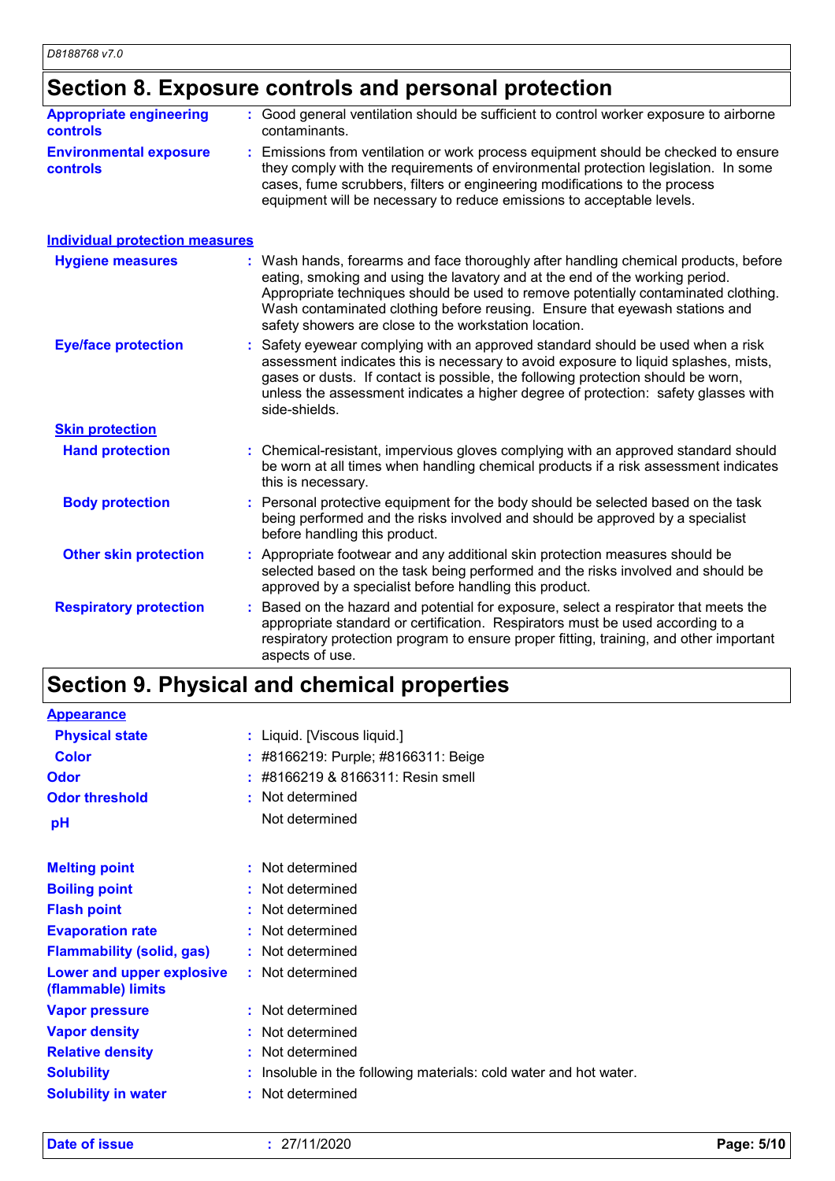## Section 8. Exposure controls and personal protection

| | |
|---|---|
| **Appropriate engineering controls** | : Good general ventilation should be sufficient to control worker exposure to airborne contaminants. |
| **Environmental exposure controls** | : Emissions from ventilation or work process equipment should be checked to ensure they comply with the requirements of environmental protection legislation. In some cases, fume scrubbers, filters or engineering modifications to the process equipment will be necessary to reduce emissions to acceptable levels. |

### Individual protection measures

| | |
|---|---|
| **Hygiene measures** | : Wash hands, forearms and face thoroughly after handling chemical products, before eating, smoking and using the lavatory and at the end of the working period. Appropriate techniques should be used to remove potentially contaminated clothing. Wash contaminated clothing before reusing. Ensure that eyewash stations and safety showers are close to the workstation location. |
| **Eye/face protection** | : Safety eyewear complying with an approved standard should be used when a risk assessment indicates this is necessary to avoid exposure to liquid splashes, mists, gases or dusts. If contact is possible, the following protection should be worn, unless the assessment indicates a higher degree of protection: safety glasses with side-shields. |
| **Skin protection** | |
| **Hand protection** | : Chemical-resistant, impervious gloves complying with an approved standard should be worn at all times when handling chemical products if a risk assessment indicates this is necessary. |
| **Body protection** | : Personal protective equipment for the body should be selected based on the task being performed and the risks involved and should be approved by a specialist before handling this product. |
| **Other skin protection** | : Appropriate footwear and any additional skin protection measures should be selected based on the task being performed and the risks involved and should be approved by a specialist before handling this product. |
| **Respiratory protection** | : Based on the hazard and potential for exposure, select a respirator that meets the appropriate standard or certification. Respirators must be used according to a respiratory protection program to ensure proper fitting, training, and other important aspects of use. |

## Section 9. Physical and chemical properties

| | |
|---|---|
| **Appearance** | |
| **Physical state** | : Liquid. [Viscous liquid.] |
| **Color** | : #8166219: Purple; #8166311: Beige |
| **Odor** | : #8166219 & 8166311: Resin smell |
| **Odor threshold** | : Not determined |
| **pH** | Not determined |
| **Melting point** | : Not determined |
| **Boiling point** | : Not determined |
| **Flash point** | : Not determined |
| **Evaporation rate** | : Not determined |
| **Flammability (solid, gas)** | : Not determined |
| **Lower and upper explosive (flammable) limits** | : Not determined |
| **Vapor pressure** | : Not determined |
| **Vapor density** | : Not determined |
| **Relative density** | : Not determined |
| **Solubility** | : Insoluble in the following materials: cold water and hot water. |
| **Solubility in water** | : Not determined |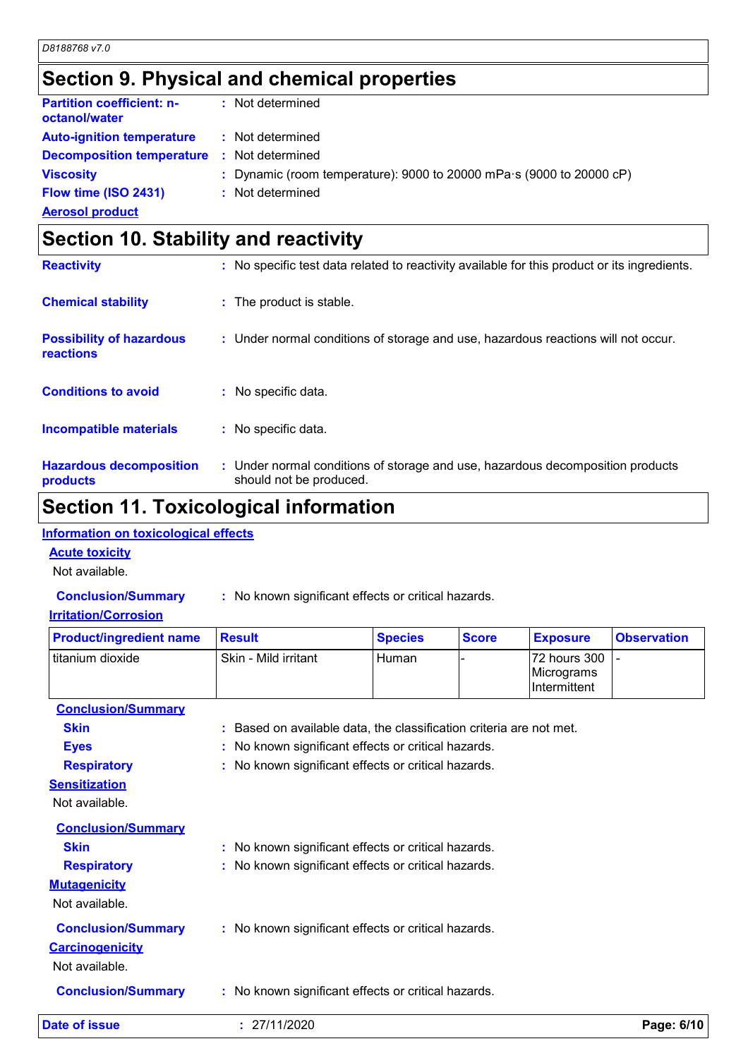## Section 9. Physical and chemical properties

**Partition coefficient: n-octanol/water** : Not determined

**Auto-ignition temperature** : Not determined

**Decomposition temperature** : Not determined

**Viscosity** : Dynamic (room temperature): 9000 to 20000 mPa·s (9000 to 20000 cP)

**Flow time (ISO 2431)** : Not determined

**Aerosol product**

## Section 10. Stability and reactivity

**Reactivity** : No specific test data related to reactivity available for this product or its ingredients.

**Chemical stability** : The product is stable.

**Possibility of hazardous reactions** : Under normal conditions of storage and use, hazardous reactions will not occur.

**Conditions to avoid** : No specific data.

**Incompatible materials** : No specific data.

**Hazardous decomposition products** : Under normal conditions of storage and use, hazardous decomposition products should not be produced.

## Section 11. Toxicological information

### Information on toxicological effects

**Acute toxicity**

Not available.

**Conclusion/Summary** : No known significant effects or critical hazards.

**Irritation/Corrosion**

| Product/ingredient name | Result | Species | Score | Exposure | Observation |
|---|---|---|---|---|---|
| titanium dioxide | Skin - Mild irritant | Human | - | 72 hours 300 Micrograms Intermittent | - |

**Conclusion/Summary**

**Skin** : Based on available data, the classification criteria are not met.

**Eyes** : No known significant effects or critical hazards.

**Respiratory** : No known significant effects or critical hazards.

**Sensitization**

Not available.

**Conclusion/Summary**

**Skin** : No known significant effects or critical hazards.

**Respiratory** : No known significant effects or critical hazards.

**Mutagenicity**

Not available.

**Conclusion/Summary** : No known significant effects or critical hazards.

**Carcinogenicity**

Not available.

**Conclusion/Summary** : No known significant effects or critical hazards.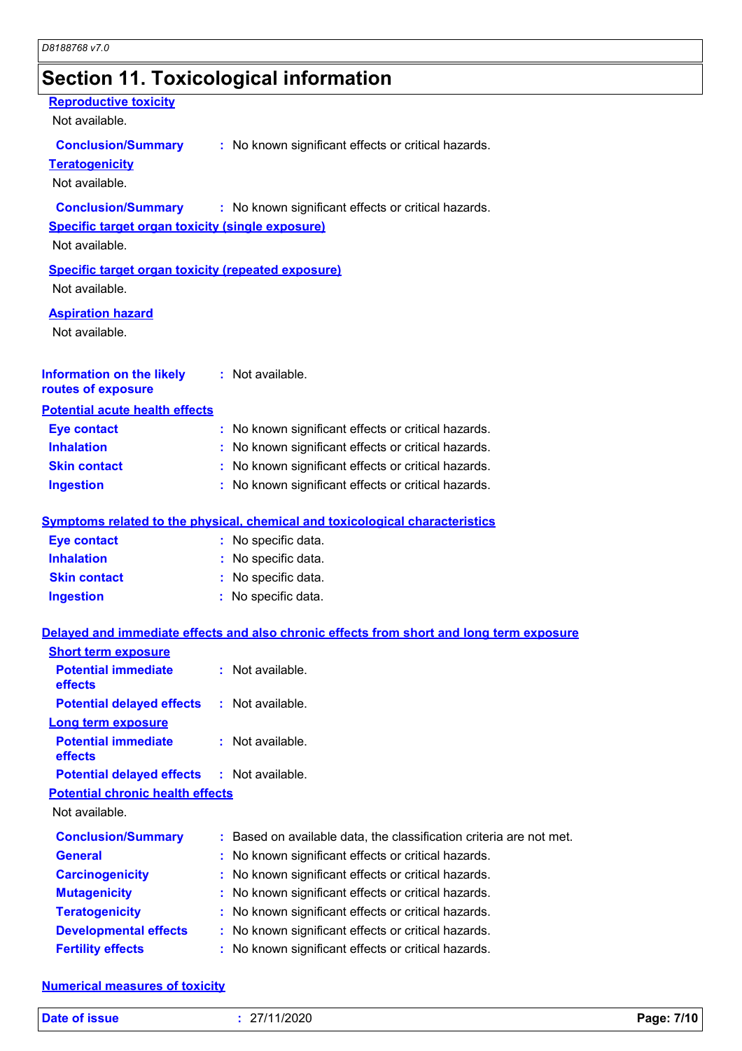## Section 11. Toxicological information

**Reproductive toxicity**

Not available.

**Conclusion/Summary** : No known significant effects or critical hazards.

**Teratogenicity**

Not available.

**Conclusion/Summary** : No known significant effects or critical hazards.

**Specific target organ toxicity (single exposure)**

Not available.

**Specific target organ toxicity (repeated exposure)**

Not available.

**Aspiration hazard**

Not available.

**Information on the likely routes of exposure** : Not available.

**Potential acute health effects**

**Eye contact** : No known significant effects or critical hazards.
**Inhalation** : No known significant effects or critical hazards.
**Skin contact** : No known significant effects or critical hazards.
**Ingestion** : No known significant effects or critical hazards.

**Symptoms related to the physical, chemical and toxicological characteristics**

**Eye contact** : No specific data.
**Inhalation** : No specific data.
**Skin contact** : No specific data.
**Ingestion** : No specific data.

**Delayed and immediate effects and also chronic effects from short and long term exposure**

**Short term exposure**

**Potential immediate effects** : Not available.
**Potential delayed effects** : Not available.

**Long term exposure**

**Potential immediate effects** : Not available.
**Potential delayed effects** : Not available.

**Potential chronic health effects**

Not available.

**Conclusion/Summary** : Based on available data, the classification criteria are not met.
**General** : No known significant effects or critical hazards.
**Carcinogenicity** : No known significant effects or critical hazards.
**Mutagenicity** : No known significant effects or critical hazards.
**Teratogenicity** : No known significant effects or critical hazards.
**Developmental effects** : No known significant effects or critical hazards.
**Fertility effects** : No known significant effects or critical hazards.

**Numerical measures of toxicity**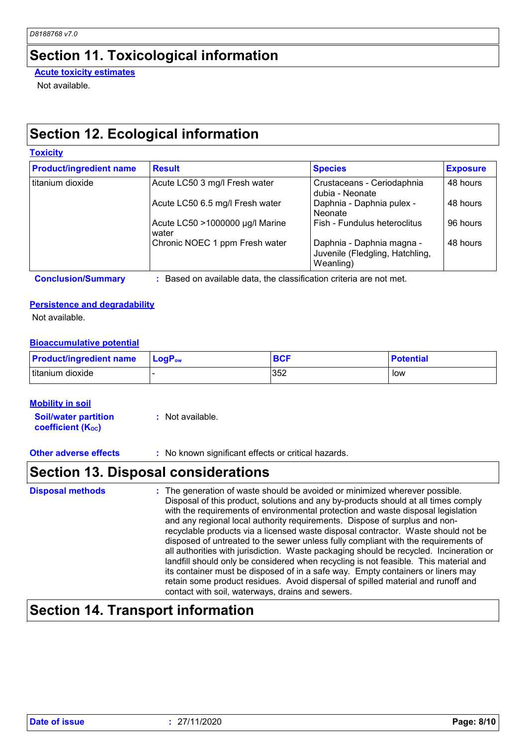## Section 11. Toxicological information

**Acute toxicity estimates**

Not available.

## Section 12. Ecological information

**Toxicity**

| Product/ingredient name | Result | Species | Exposure |
|---|---|---|---|
| titanium dioxide | Acute LC50 3 mg/l Fresh water | Crustaceans - Ceriodaphnia dubia - Neonate | 48 hours |
| | Acute LC50 6.5 mg/l Fresh water | Daphnia - Daphnia pulex - Neonate | 48 hours |
| | Acute LC50 >1000000 µg/l Marine water | Fish - Fundulus heteroclitus | 96 hours |
| | Chronic NOEC 1 ppm Fresh water | Daphnia - Daphnia magna - Juvenile (Fledgling, Hatchling, Weanling) | 48 hours |

**Conclusion/Summary** : Based on available data, the classification criteria are not met.

**Persistence and degradability**

Not available.

**Bioaccumulative potential**

| Product/ingredient name | $LogP_{ow}$ | BCF | Potential |
|---|---|---|---|
| titanium dioxide | - | 352 | low |

**Mobility in soil**

**Soil/water partition coefficient ($K_{OC}$)** : Not available.

**Other adverse effects** : No known significant effects or critical hazards.

## Section 13. Disposal considerations

**Disposal methods** : The generation of waste should be avoided or minimized wherever possible. Disposal of this product, solutions and any by-products should at all times comply with the requirements of environmental protection and waste disposal legislation and any regional local authority requirements. Dispose of surplus and non-recyclable products via a licensed waste disposal contractor. Waste should not be disposed of untreated to the sewer unless fully compliant with the requirements of all authorities with jurisdiction. Waste packaging should be recycled. Incineration or landfill should only be considered when recycling is not feasible. This material and its container must be disposed of in a safe way. Empty containers or liners may retain some product residues. Avoid dispersal of spilled material and runoff and contact with soil, waterways, drains and sewers.

## Section 14. Transport information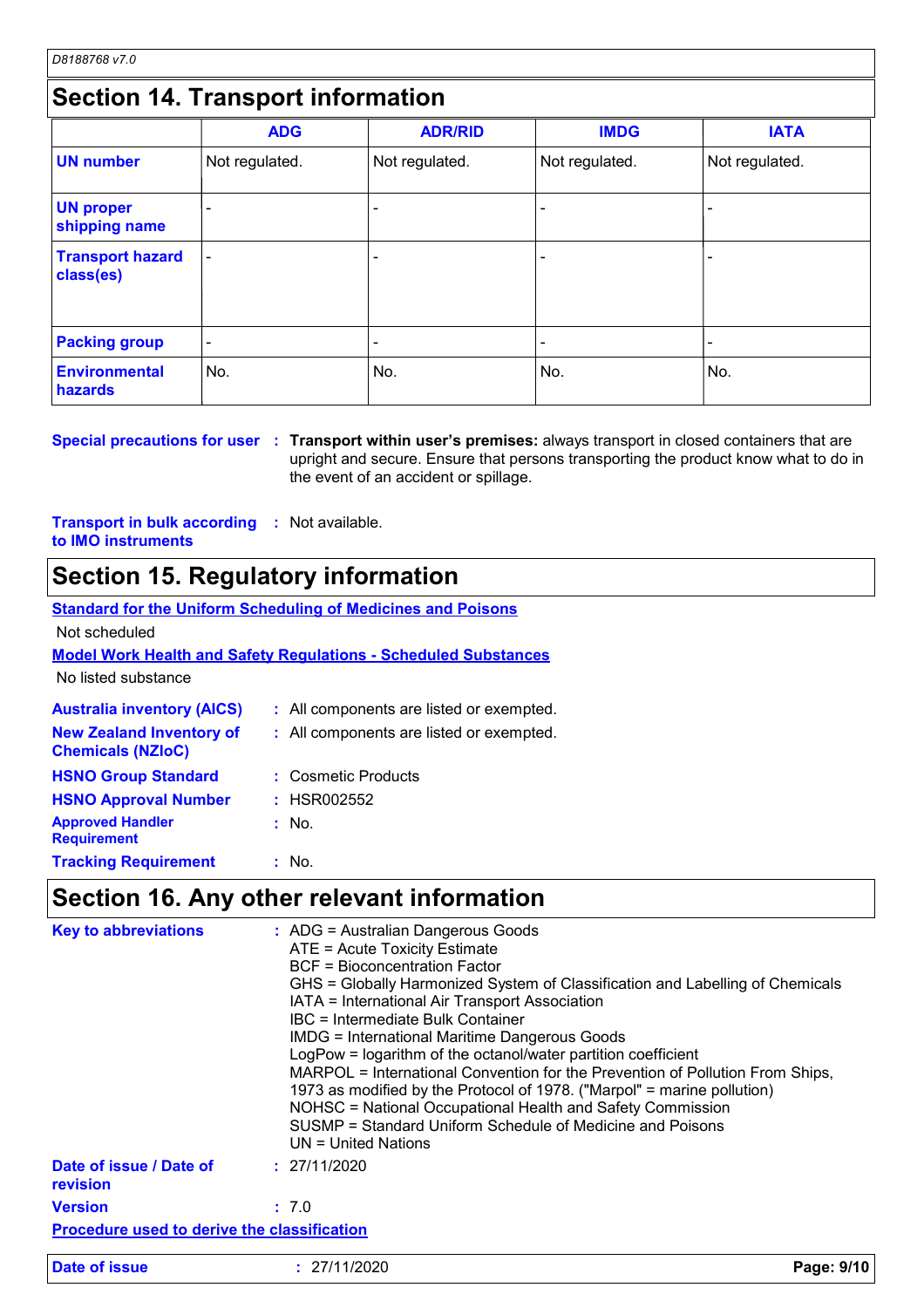D8188768 v7.0

## Section 14. Transport information

| | ADG | ADR/RID | IMDG | IATA |
|---|---|---|---|---|
| **UN number** | Not regulated. | Not regulated. | Not regulated. | Not regulated. |
| **UN proper shipping name** | - | - | - | - |
| **Transport hazard class(es)** | - | - | - | - |
| **Packing group** | - | - | - | - |
| **Environmental hazards** | No. | No. | No. | No. |

**Special precautions for user** : **Transport within user's premises:** always transport in closed containers that are upright and secure. Ensure that persons transporting the product know what to do in the event of an accident or spillage.

**Transport in bulk according to IMO instruments** : Not available.

## Section 15. Regulatory information

**Standard for the Uniform Scheduling of Medicines and Poisons**

Not scheduled

**Model Work Health and Safety Regulations - Scheduled Substances**

No listed substance

**Australia inventory (AICS)** : All components are listed or exempted.

**New Zealand Inventory of Chemicals (NZIoC)** : All components are listed or exempted.

**HSNO Group Standard** : Cosmetic Products

**HSNO Approval Number** : HSR002552

**Approved Handler Requirement** : No.

**Tracking Requirement** : No.

## Section 16. Any other relevant information

**Key to abbreviations** :
ADG = Australian Dangerous Goods
ATE = Acute Toxicity Estimate
BCF = Bioconcentration Factor
GHS = Globally Harmonized System of Classification and Labelling of Chemicals
IATA = International Air Transport Association
IBC = Intermediate Bulk Container
IMDG = International Maritime Dangerous Goods
LogPow = logarithm of the octanol/water partition coefficient
MARPOL = International Convention for the Prevention of Pollution From Ships, 1973 as modified by the Protocol of 1978. ("Marpol" = marine pollution)
NOHSC = National Occupational Health and Safety Commission
SUSMP = Standard Uniform Schedule of Medicine and Poisons
UN = United Nations

**Date of issue / Date of revision** : 27/11/2020

**Version** : 7.0

**Procedure used to derive the classification**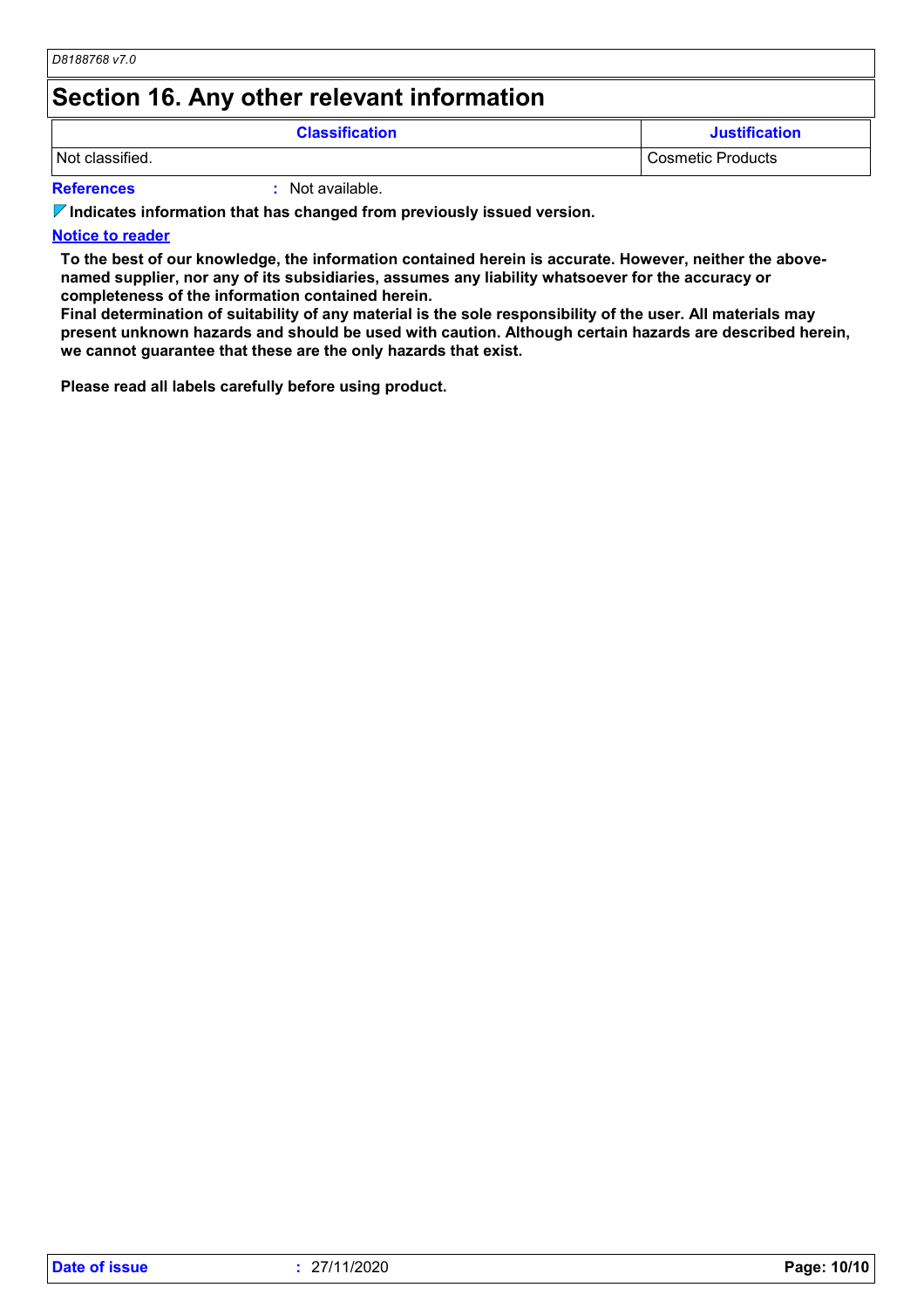# Section 16. Any other relevant information

| Classification | Justification |
| --- | --- |
| Not classified. | Cosmetic Products |

**References** : Not available.

**Indicates information that has changed from previously issued version.**

**Notice to reader**

**To the best of our knowledge, the information contained herein is accurate. However, neither the above-named supplier, nor any of its subsidiaries, assumes any liability whatsoever for the accuracy or completeness of the information contained herein.**
**Final determination of suitability of any material is the sole responsibility of the user. All materials may present unknown hazards and should be used with caution. Although certain hazards are described herein, we cannot guarantee that these are the only hazards that exist.**

**Please read all labels carefully before using product.**